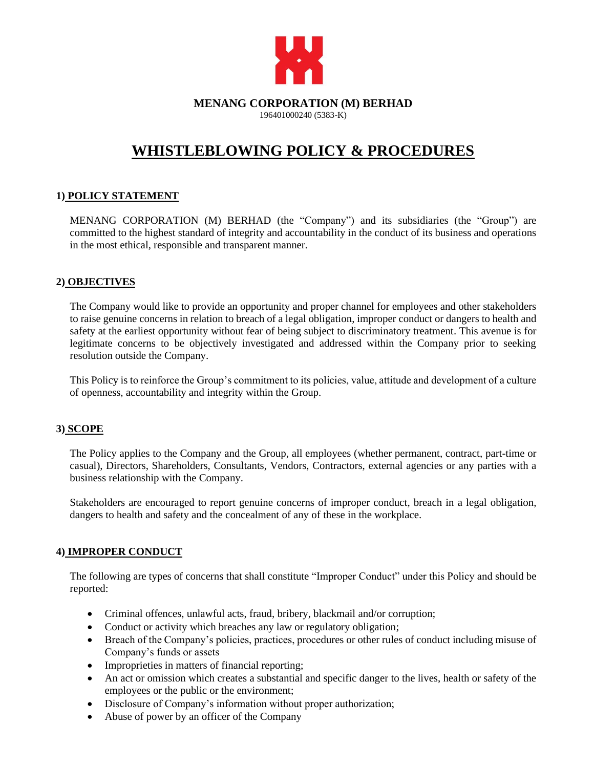**MENANG CORPORATION (M) BERHAD**

196401000240 (5383-K)

# WHISTLEBLOWING POLICY & PROCEDURES

## 1) POLICY STATEMENT

MENANG CORPORATION (M) BERHAD (the "Company") and its subsidiaries (the "Group") are committed to the highest standard of integrity and accountability in the conduct of its business and operations in the most ethical, responsible and transparent manner.

## 2) OBJECTIVES

The Company would like to provide an opportunity and proper channel for employees and other stakeholders to raise genuine concerns in relation to breach of a legal obligation, improper conduct or dangers to health and safety at the earliest opportunity without fear of being subject to discriminatory treatment. This avenue is for legitimate concerns to be objectively investigated and addressed within the Company prior to seeking resolution outside the Company.

This Policy is to reinforce the Group's commitment to its policies, value, attitude and development of a culture of openness, accountability and integrity within the Group.

## 3) SCOPE

The Policy applies to the Company and the Group, all employees (whether permanent, contract, part-time or casual), Directors, Shareholders, Consultants, Vendors, Contractors, external agencies or any parties with a business relationship with the Company.

Stakeholders are encouraged to report genuine concerns of improper conduct, breach in a legal obligation, dangers to health and safety and the concealment of any of these in the workplace.

## 4) IMPROPER CONDUCT

The following are types of concerns that shall constitute "Improper Conduct" under this Policy and should be reported:

- Criminal offences, unlawful acts, fraud, bribery, blackmail and/or corruption;
- Conduct or activity which breaches any law or regulatory obligation;
- Breach of the Company's policies, practices, procedures or other rules of conduct including misuse of Company's funds or assets
- Improprieties in matters of financial reporting;
- An act or omission which creates a substantial and specific danger to the lives, health or safety of the employees or the public or the environment;
- Disclosure of Company's information without proper authorization;
- Abuse of power by an officer of the Company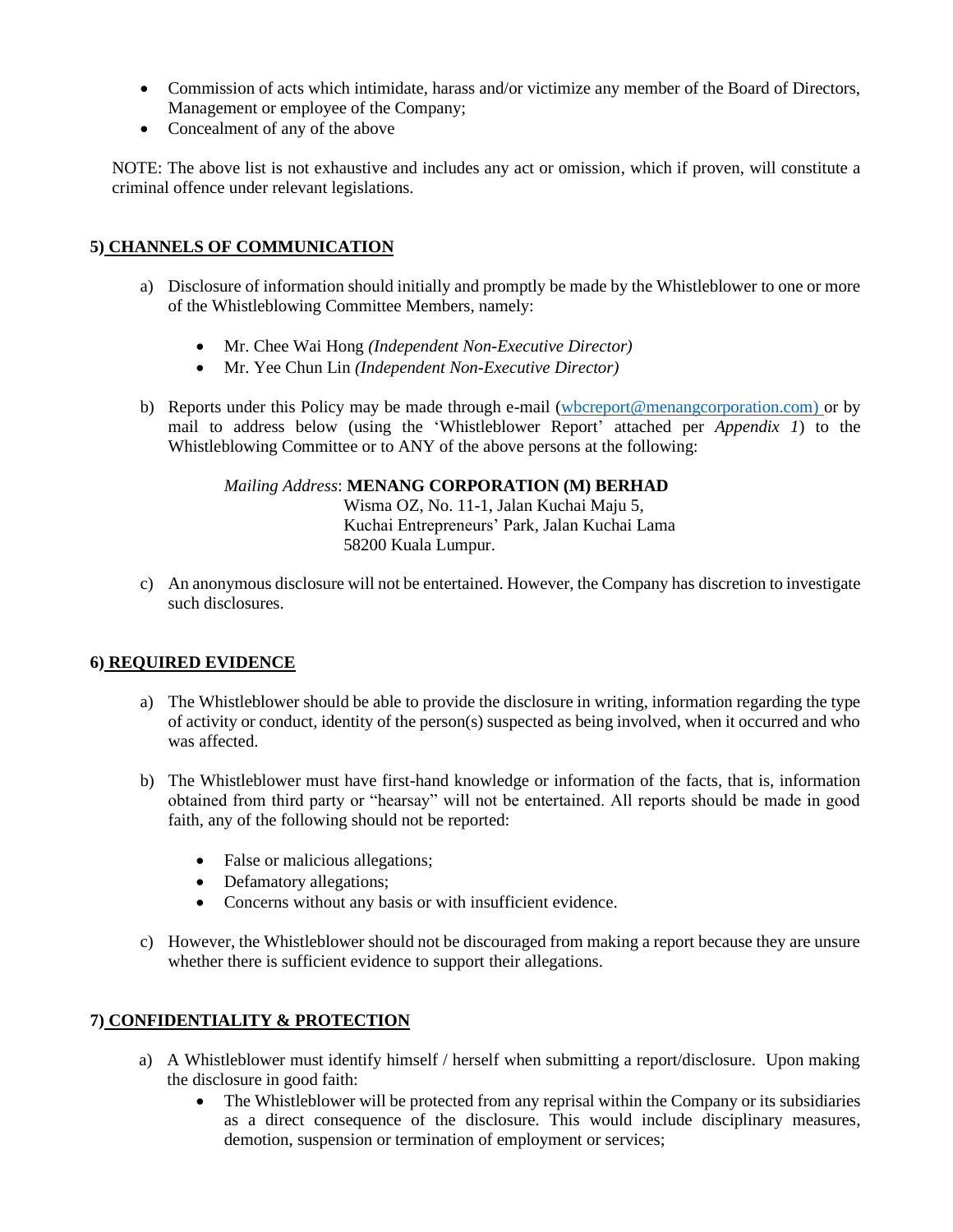- Commission of acts which intimidate, harass and/or victimize any member of the Board of Directors, Management or employee of the Company;
- Concealment of any of the above

NOTE: The above list is not exhaustive and includes any act or omission, which if proven, will constitute a criminal offence under relevant legislations.

## 5) CHANNELS OF COMMUNICATION

a) Disclosure of information should initially and promptly be made by the Whistleblower to one or more of the Whistleblowing Committee Members, namely:

- Mr. Chee Wai Hong *(Independent Non-Executive Director)*
- Mr. Yee Chun Lin *(Independent Non-Executive Director)*

b) Reports under this Policy may be made through e-mail (wbcreport@menangcorporation.com) or by mail to address below (using the 'Whistleblower Report' attached per *Appendix 1*) to the Whistleblowing Committee or to ANY of the above persons at the following:

*Mailing Address*: **MENANG CORPORATION (M) BERHAD**
Wisma OZ, No. 11-1, Jalan Kuchai Maju 5,
Kuchai Entrepreneurs' Park, Jalan Kuchai Lama
58200 Kuala Lumpur.

c) An anonymous disclosure will not be entertained. However, the Company has discretion to investigate such disclosures.

## 6) REQUIRED EVIDENCE

a) The Whistleblower should be able to provide the disclosure in writing, information regarding the type of activity or conduct, identity of the person(s) suspected as being involved, when it occurred and who was affected.

b) The Whistleblower must have first-hand knowledge or information of the facts, that is, information obtained from third party or "hearsay" will not be entertained. All reports should be made in good faith, any of the following should not be reported:

- False or malicious allegations;
- Defamatory allegations;
- Concerns without any basis or with insufficient evidence.

c) However, the Whistleblower should not be discouraged from making a report because they are unsure whether there is sufficient evidence to support their allegations.

## 7) CONFIDENTIALITY & PROTECTION

a) A Whistleblower must identify himself / herself when submitting a report/disclosure. Upon making the disclosure in good faith:

- The Whistleblower will be protected from any reprisal within the Company or its subsidiaries as a direct consequence of the disclosure. This would include disciplinary measures, demotion, suspension or termination of employment or services;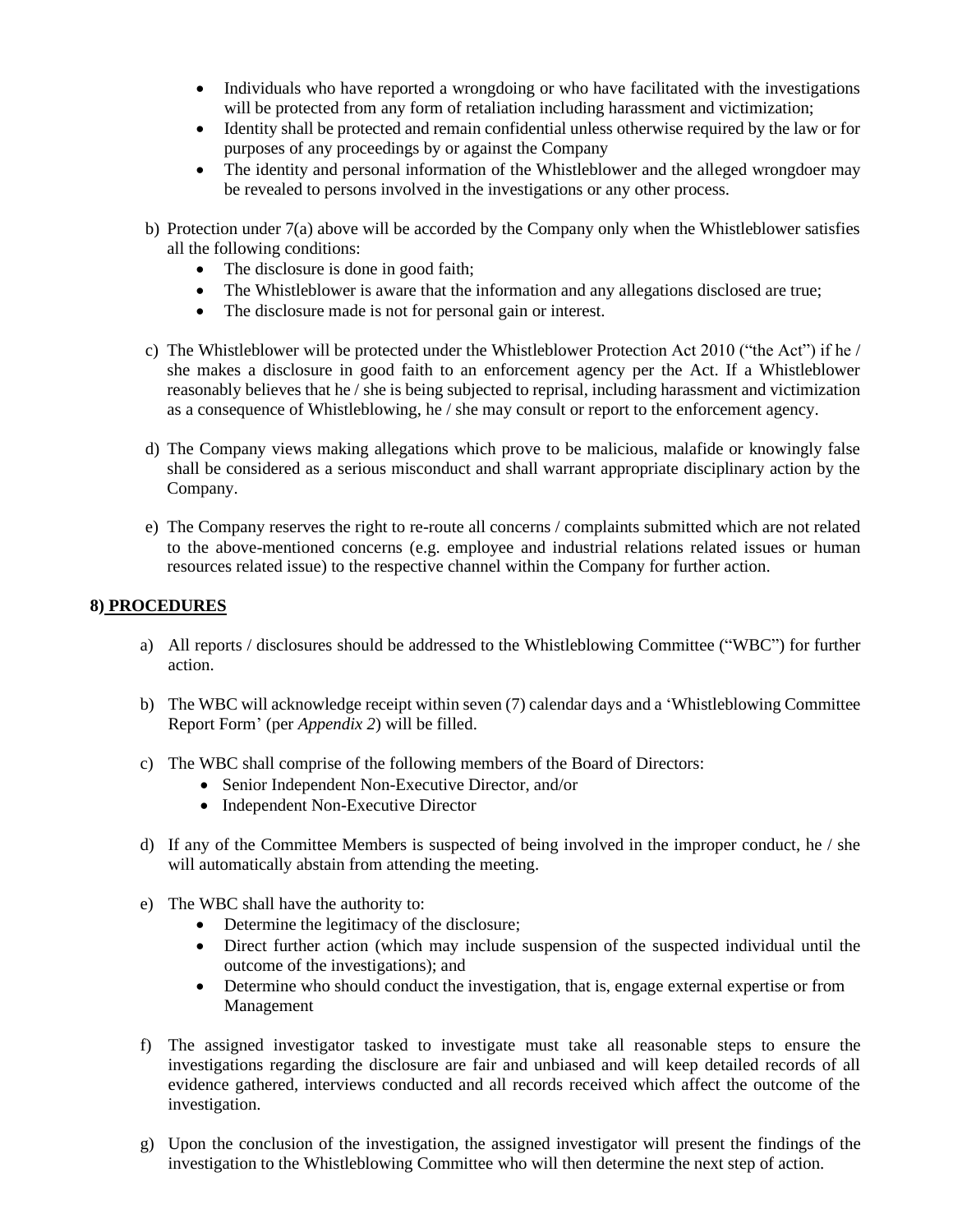- Individuals who have reported a wrongdoing or who have facilitated with the investigations will be protected from any form of retaliation including harassment and victimization;
- Identity shall be protected and remain confidential unless otherwise required by the law or for purposes of any proceedings by or against the Company
- The identity and personal information of the Whistleblower and the alleged wrongdoer may be revealed to persons involved in the investigations or any other process.

b) Protection under 7(a) above will be accorded by the Company only when the Whistleblower satisfies all the following conditions:
   - The disclosure is done in good faith;
   - The Whistleblower is aware that the information and any allegations disclosed are true;
   - The disclosure made is not for personal gain or interest.

c) The Whistleblower will be protected under the Whistleblower Protection Act 2010 ("the Act") if he / she makes a disclosure in good faith to an enforcement agency per the Act. If a Whistleblower reasonably believes that he / she is being subjected to reprisal, including harassment and victimization as a consequence of Whistleblowing, he / she may consult or report to the enforcement agency.

d) The Company views making allegations which prove to be malicious, malafide or knowingly false shall be considered as a serious misconduct and shall warrant appropriate disciplinary action by the Company.

e) The Company reserves the right to re-route all concerns / complaints submitted which are not related to the above-mentioned concerns (e.g. employee and industrial relations related issues or human resources related issue) to the respective channel within the Company for further action.

## 8) PROCEDURES

a) All reports / disclosures should be addressed to the Whistleblowing Committee ("WBC") for further action.

b) The WBC will acknowledge receipt within seven (7) calendar days and a 'Whistleblowing Committee Report Form' (per *Appendix 2*) will be filled.

c) The WBC shall comprise of the following members of the Board of Directors:
   - Senior Independent Non-Executive Director, and/or
   - Independent Non-Executive Director

d) If any of the Committee Members is suspected of being involved in the improper conduct, he / she will automatically abstain from attending the meeting.

e) The WBC shall have the authority to:
   - Determine the legitimacy of the disclosure;
   - Direct further action (which may include suspension of the suspected individual until the outcome of the investigations); and
   - Determine who should conduct the investigation, that is, engage external expertise or from Management

f) The assigned investigator tasked to investigate must take all reasonable steps to ensure the investigations regarding the disclosure are fair and unbiased and will keep detailed records of all evidence gathered, interviews conducted and all records received which affect the outcome of the investigation.

g) Upon the conclusion of the investigation, the assigned investigator will present the findings of the investigation to the Whistleblowing Committee who will then determine the next step of action.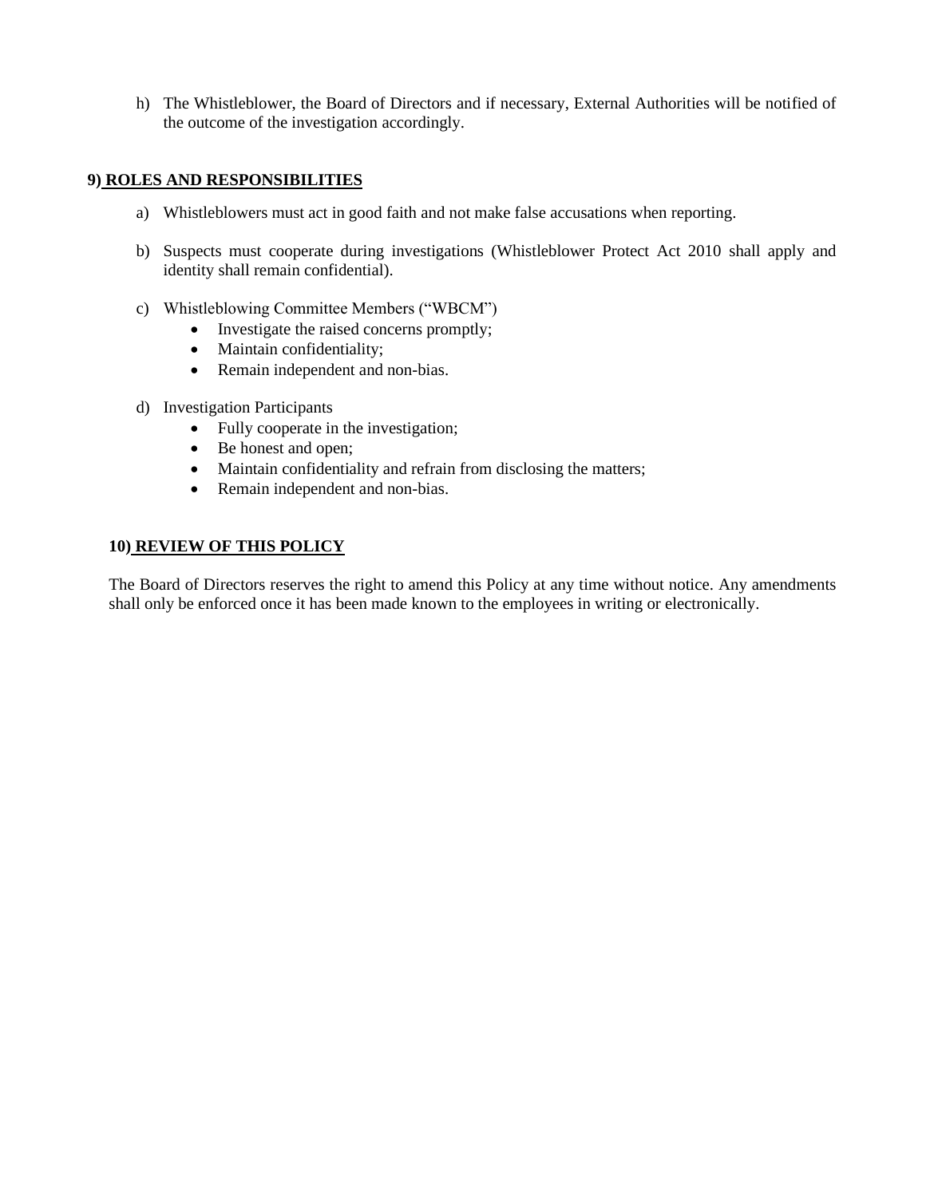h) The Whistleblower, the Board of Directors and if necessary, External Authorities will be notified of the outcome of the investigation accordingly.

## 9) ROLES AND RESPONSIBILITIES

a) Whistleblowers must act in good faith and not make false accusations when reporting.

b) Suspects must cooperate during investigations (Whistleblower Protect Act 2010 shall apply and identity shall remain confidential).

c) Whistleblowing Committee Members ("WBCM")
   - Investigate the raised concerns promptly;
   - Maintain confidentiality;
   - Remain independent and non-bias.

d) Investigation Participants
   - Fully cooperate in the investigation;
   - Be honest and open;
   - Maintain confidentiality and refrain from disclosing the matters;
   - Remain independent and non-bias.

## 10) REVIEW OF THIS POLICY

The Board of Directors reserves the right to amend this Policy at any time without notice. Any amendments shall only be enforced once it has been made known to the employees in writing or electronically.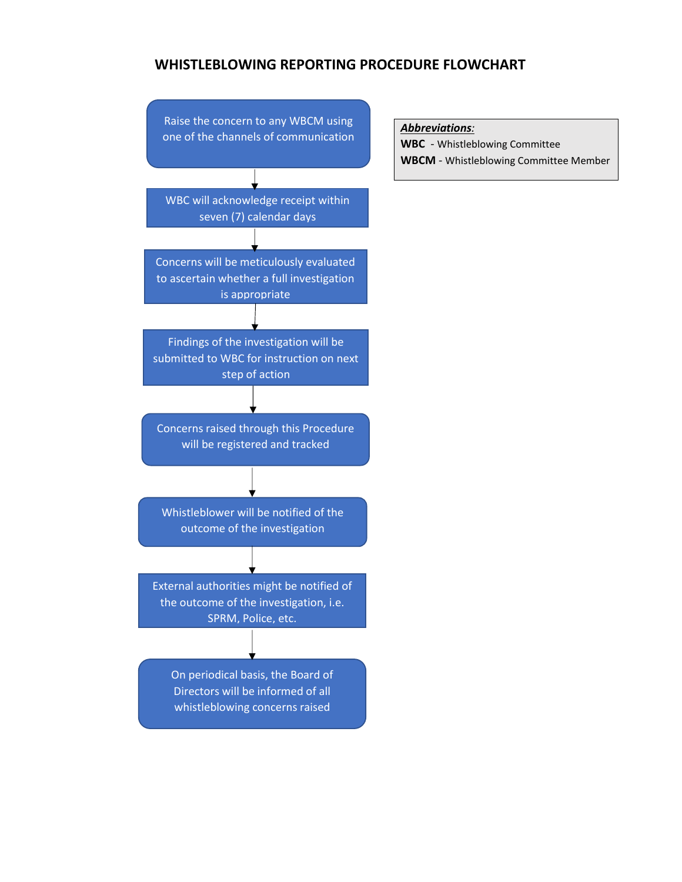# WHISTLEBLOWING REPORTING PROCEDURE FLOWCHART

1. Raise the concern to any WBCM using one of the channels of communication
2. WBC will acknowledge receipt within seven (7) calendar days
3. Concerns will be meticulously evaluated to ascertain whether a full investigation is appropriate
4. Findings of the investigation will be submitted to WBC for instruction on next step of action
5. Concerns raised through this Procedure will be registered and tracked
6. Whistleblower will be notified of the outcome of the investigation
7. External authorities might be notified of the outcome of the investigation, i.e. SPRM, Police, etc.
8. On periodical basis, the Board of Directors will be informed of all whistleblowing concerns raised

***Abbreviations*:**

**WBC** - Whistleblowing Committee

**WBCM** - Whistleblowing Committee Member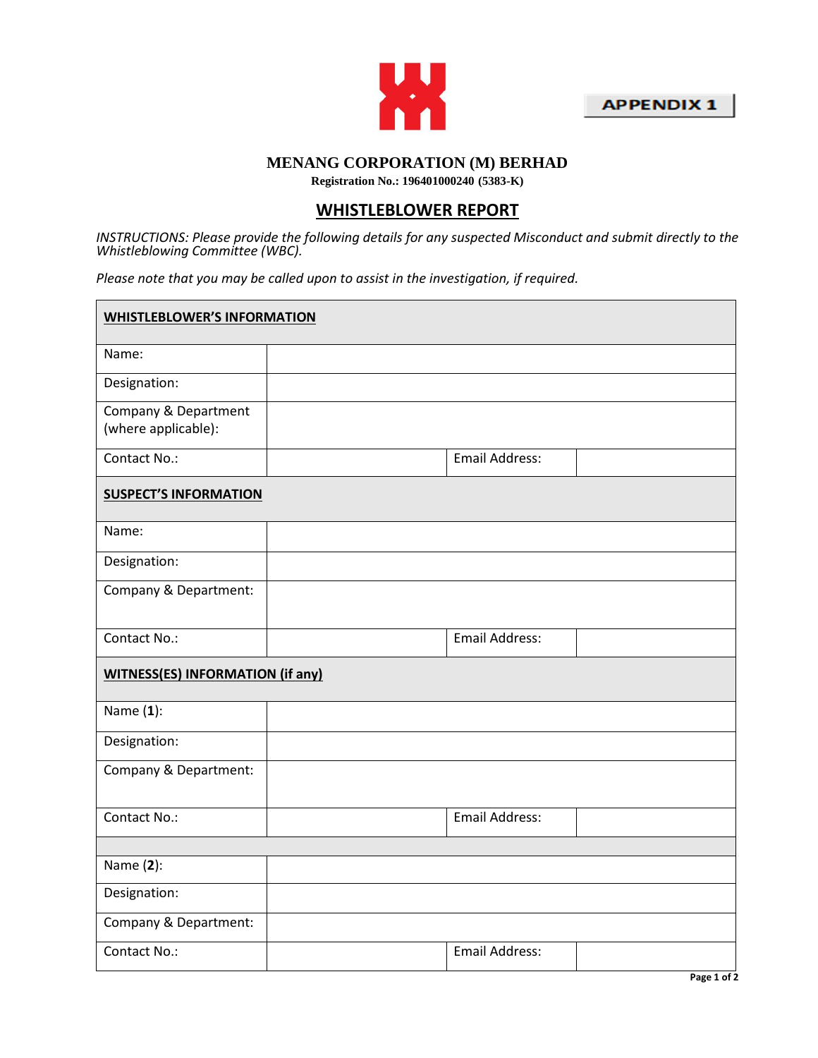APPENDIX 1

**MENANG CORPORATION (M) BERHAD**
**Registration No.: 196401000240 (5383-K)**

# WHISTLEBLOWER REPORT

*INSTRUCTIONS: Please provide the following details for any suspected Misconduct and submit directly to the Whistleblowing Committee (WBC).*

*Please note that you may be called upon to assist in the investigation, if required.*

| **WHISTLEBLOWER'S INFORMATION** | | | |
|---|---|---|---|
| Name: | | | |
| Designation: | | | |
| Company & Department (where applicable): | | | |
| Contact No.: | | Email Address: | |
| **SUSPECT'S INFORMATION** | | | |
| Name: | | | |
| Designation: | | | |
| Company & Department: | | | |
| Contact No.: | | Email Address: | |
| **WITNESS(ES) INFORMATION (if any)** | | | |
| Name (**1**): | | | |
| Designation: | | | |
| Company & Department: | | | |
| Contact No.: | | Email Address: | |
| | | | |
| Name (**2**): | | | |
| Designation: | | | |
| Company & Department: | | | |
| Contact No.: | | Email Address: | |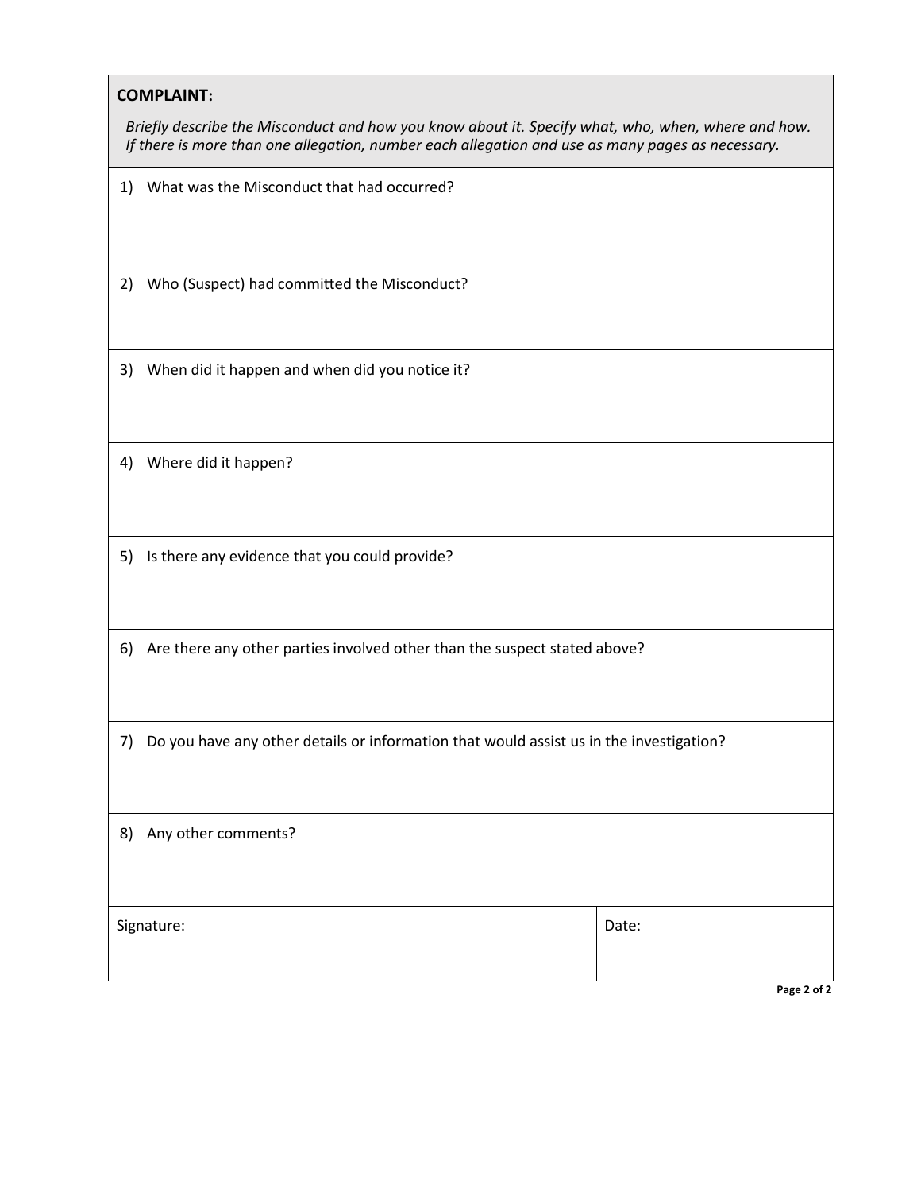**COMPLAINT:**

*Briefly describe the Misconduct and how you know about it. Specify what, who, when, where and how. If there is more than one allegation, number each allegation and use as many pages as necessary.*

1) What was the Misconduct that had occurred?

2) Who (Suspect) had committed the Misconduct?

3) When did it happen and when did you notice it?

4) Where did it happen?

5) Is there any evidence that you could provide?

6) Are there any other parties involved other than the suspect stated above?

7) Do you have any other details or information that would assist us in the investigation?

8) Any other comments?

| Signature: | Date: |
|---|---|
| | |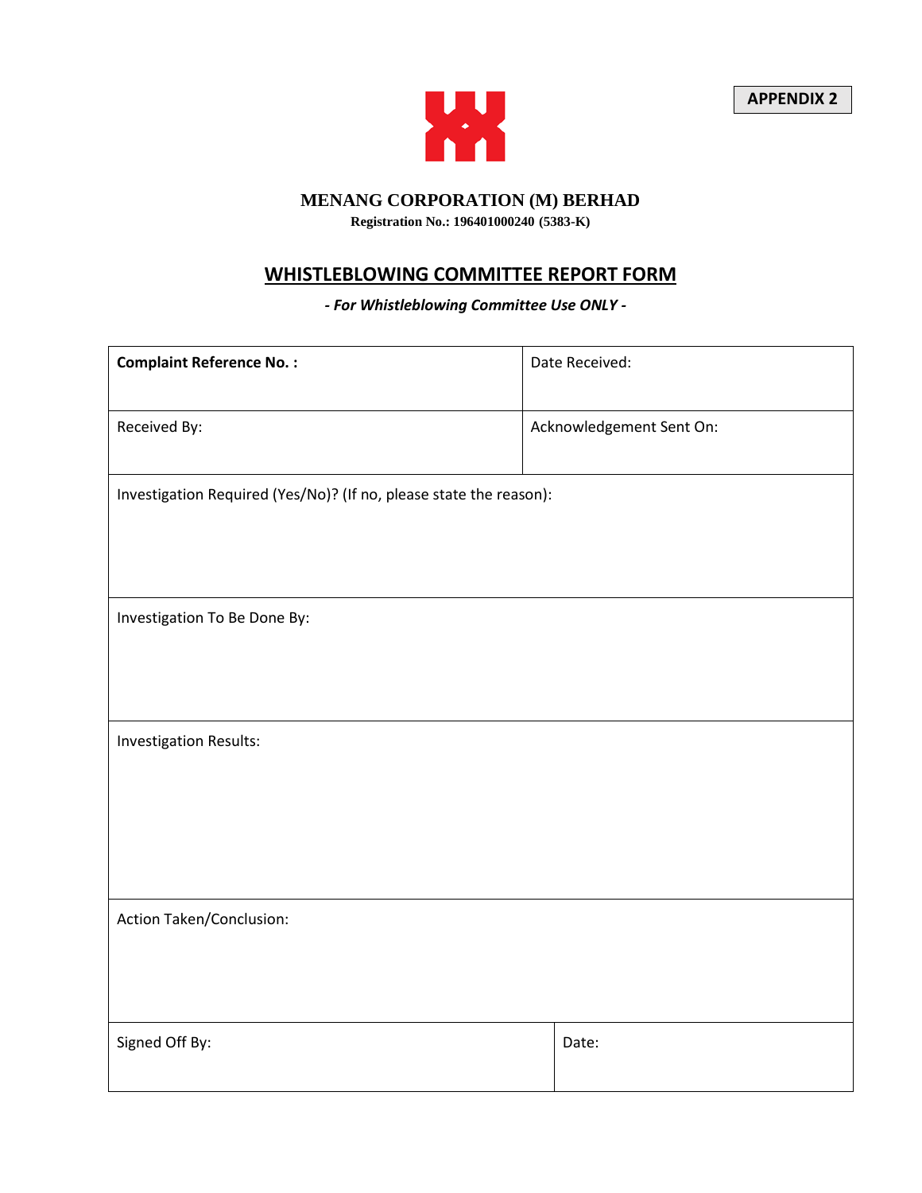**APPENDIX 2**

**MENANG CORPORATION (M) BERHAD**

**Registration No.: 196401000240 (5383-K)**

## WHISTLEBLOWING COMMITTEE REPORT FORM

***- For Whistleblowing Committee Use ONLY -***

| | |
|---|---|
| **Complaint Reference No. :** | Date Received: |
| Received By: | Acknowledgement Sent On: |
| Investigation Required (Yes/No)? (If no, please state the reason): | |
| Investigation To Be Done By: | |
| Investigation Results: | |
| Action Taken/Conclusion: | |
| Signed Off By: | Date: |